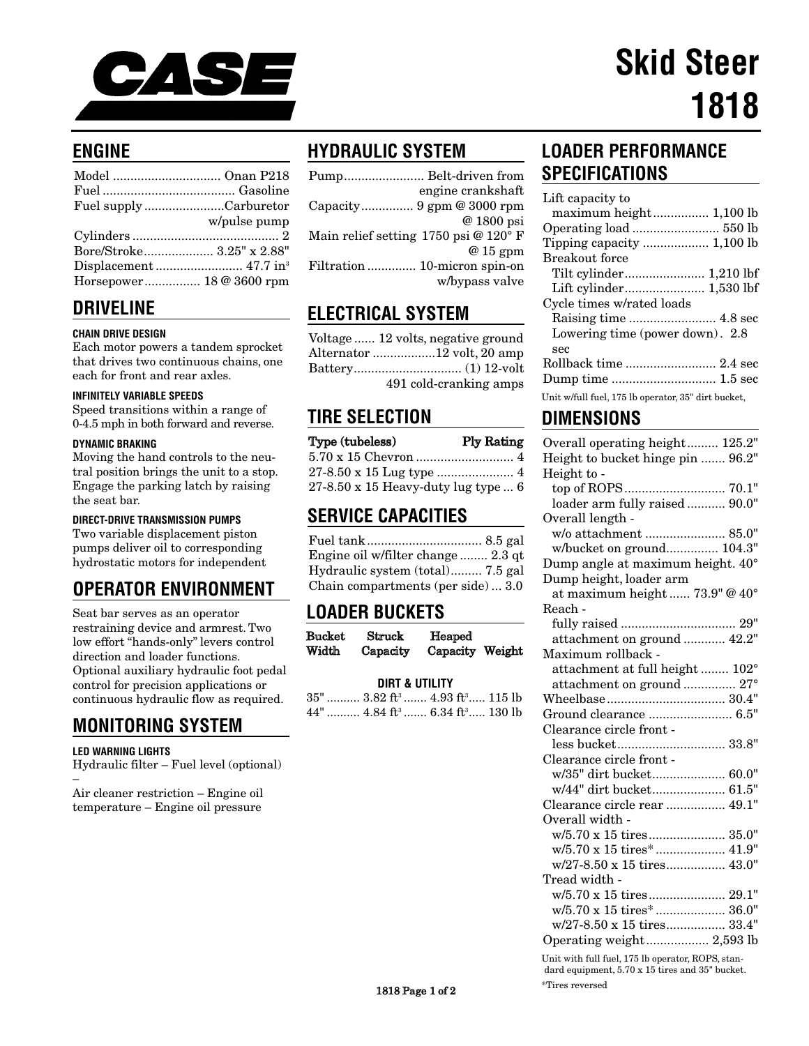# CASE

# Skid Steer 1818

## ENGINE

| | |
|---|---|
| Model | Onan P218 |
| Fuel | Gasoline |
| Fuel supply | Carburetor w/pulse pump |
| Cylinders | 2 |
| Bore/Stroke | 3.25" x 2.88" |
| Displacement | 47.7 in³ |
| Horsepower | 18 @ 3600 rpm |

## DRIVELINE

**CHAIN DRIVE DESIGN**
Each motor powers a tandem sprocket that drives two continuous chains, one each for front and rear axles.

**INFINITELY VARIABLE SPEEDS**
Speed transitions within a range of 0-4.5 mph in both forward and reverse.

**DYNAMIC BRAKING**
Moving the hand controls to the neutral position brings the unit to a stop. Engage the parking latch by raising the seat bar.

**DIRECT-DRIVE TRANSMISSION PUMPS**
Two variable displacement piston pumps deliver oil to corresponding hydrostatic motors for independent

## OPERATOR ENVIRONMENT

Seat bar serves as an operator restraining device and armrest. Two low effort "hands-only" levers control direction and loader functions. Optional auxiliary hydraulic foot pedal control for precision applications or continuous hydraulic flow as required.

## MONITORING SYSTEM

**LED WARNING LIGHTS**
Hydraulic filter – Fuel level (optional) – Air cleaner restriction – Engine oil temperature – Engine oil pressure

## HYDRAULIC SYSTEM

| | |
|---|---|
| Pump | Belt-driven from engine crankshaft |
| Capacity | 9 gpm @ 3000 rpm @ 1800 psi |
| Main relief setting | 1750 psi @ 120° F @ 15 gpm |
| Filtration | 10-micron spin-on w/bypass valve |

## ELECTRICAL SYSTEM

| | |
|---|---|
| Voltage | 12 volts, negative ground |
| Alternator | 12 volt, 20 amp |
| Battery | (1) 12-volt 491 cold-cranking amps |

## TIRE SELECTION

| Type (tubeless) | Ply Rating |
|---|---|
| 5.70 x 15 Chevron | 4 |
| 27-8.50 x 15 Lug type | 4 |
| 27-8.50 x 15 Heavy-duty lug type | 6 |

## SERVICE CAPACITIES

| | |
|---|---|
| Fuel tank | 8.5 gal |
| Engine oil w/filter change | 2.3 qt |
| Hydraulic system (total) | 7.5 gal |
| Chain compartments (per side) | 3.0 |

## LOADER BUCKETS

| Bucket Width | Struck Capacity | Heaped Capacity | Weight |
|---|---|---|---|
| **DIRT & UTILITY** | | | |
| 35" | 3.82 ft³ | 4.93 ft³ | 115 lb |
| 44" | 4.84 ft³ | 6.34 ft³ | 130 lb |

## LOADER PERFORMANCE SPECIFICATIONS

| | |
|---|---|
| Lift capacity to maximum height | 1,100 lb |
| Operating load | 550 lb |
| Tipping capacity | 1,100 lb |
| Breakout force | |
| Tilt cylinder | 1,210 lbf |
| Lift cylinder | 1,530 lbf |
| Cycle times w/rated loads | |
| Raising time | 4.8 sec |
| Lowering time (power down) | 2.8 sec |
| Rollback time | 2.4 sec |
| Dump time | 1.5 sec |

Unit w/full fuel, 175 lb operator, 35" dirt bucket,

## DIMENSIONS

| | |
|---|---|
| Overall operating height | 125.2" |
| Height to bucket hinge pin | 96.2" |
| Height to - | |
| top of ROPS | 70.1" |
| loader arm fully raised | 90.0" |
| Overall length - | |
| w/o attachment | 85.0" |
| w/bucket on ground | 104.3" |
| Dump angle at maximum height | 40° |
| Dump height, loader arm at maximum height | 73.9" @ 40° |
| Reach - | |
| fully raised | 29" |
| attachment on ground | 42.2" |
| Maximum rollback - | |
| attachment at full height | 102° |
| attachment on ground | 27° |
| Wheelbase | 30.4" |
| Ground clearance | 6.5" |
| Clearance circle front - less bucket | 33.8" |
| Clearance circle front - | |
| w/35" dirt bucket | 60.0" |
| w/44" dirt bucket | 61.5" |
| Clearance circle rear | 49.1" |
| Overall width - | |
| w/5.70 x 15 tires | 35.0" |
| w/5.70 x 15 tires* | 41.9" |
| w/27-8.50 x 15 tires | 43.0" |
| Tread width - | |
| w/5.70 x 15 tires | 29.1" |
| w/5.70 x 15 tires* | 36.0" |
| w/27-8.50 x 15 tires | 33.4" |
| Operating weight | 2,593 lb |

Unit with full fuel, 175 lb operator, ROPS, standard equipment, 5.70 x 15 tires and 35" bucket.

*Tires reversed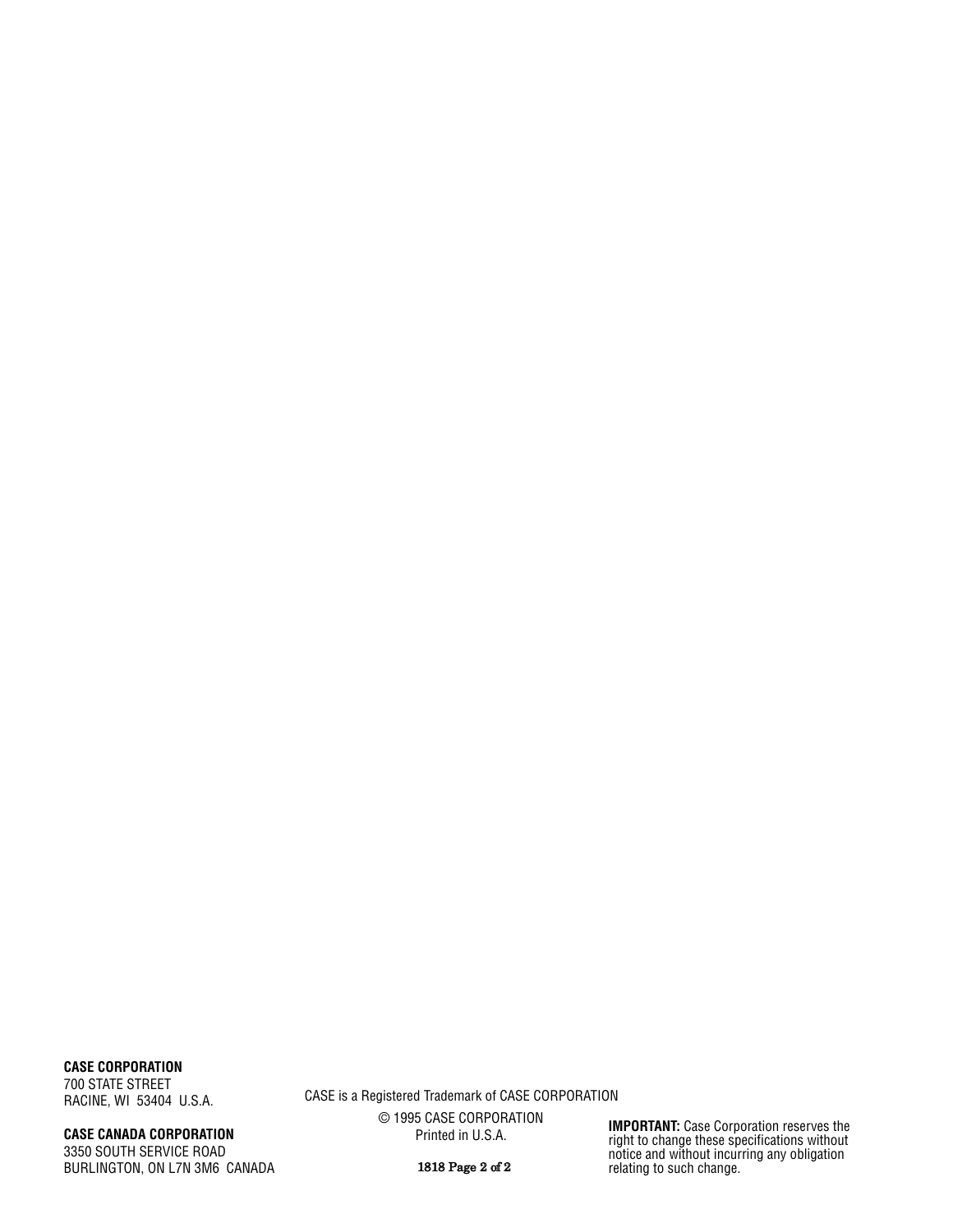**CASE CORPORATION**
700 STATE STREET
RACINE, WI 53404 U.S.A.

**CASE CANADA CORPORATION**
3350 SOUTH SERVICE ROAD
BURLINGTON, ON L7N 3M6 CANADA

CASE is a Registered Trademark of CASE CORPORATION

© 1995 CASE CORPORATION
Printed in U.S.A.

1818

**IMPORTANT:** Case Corporation reserves the right to change these specifications without notice and without incurring any obligation relating to such change.